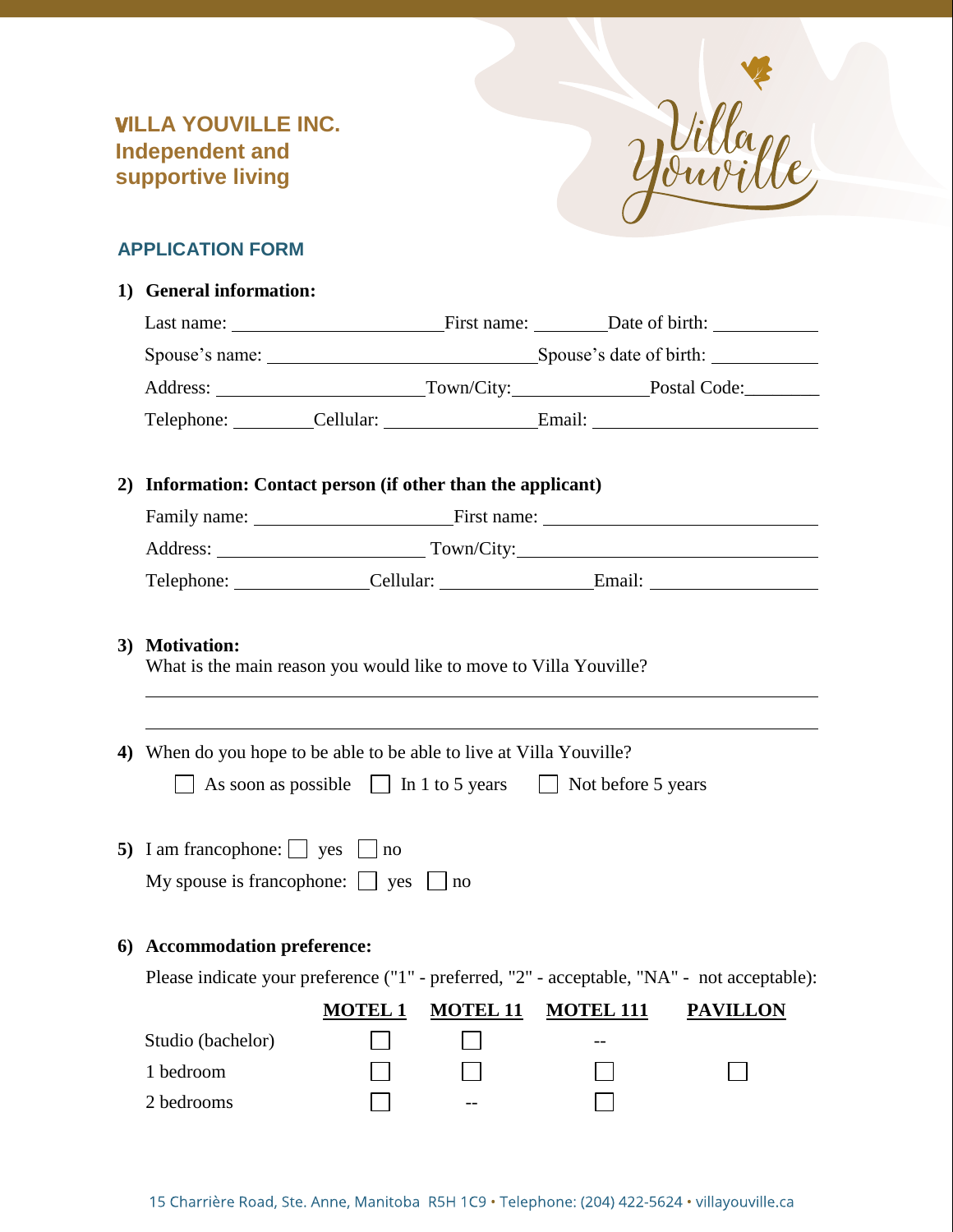**VILLA YOUVILLE INC.**
**Independent and supportive living**

## APPLICATION FORM

### 1) General information:

Last name: ______________________ First name: ________ Date of birth: ___________

Spouse's name: ____________________________ Spouse's date of birth: ___________

Address: ______________________ Town/City: ______________ Postal Code: ________

Telephone: ________ Cellular: ________________ Email: ________________________

### 2) Information: Contact person (if other than the applicant)

Family name: _____________________ First name: _____________________________

Address: ______________________ Town/City: _______________________________

Telephone: ______________ Cellular: ________________ Email: __________________

### 3) Motivation:

What is the main reason you would like to move to Villa Youville?

________________________________________________________________________

________________________________________________________________________

### 4) When do you hope to be able to be able to live at Villa Youville?

☐ As soon as possible ☐ In 1 to 5 years ☐ Not before 5 years

### 5) I am francophone: ☐ yes ☐ no

My spouse is francophone: ☐ yes ☐ no

### 6) Accommodation preference:

Please indicate your preference ("1" - preferred, "2" - acceptable, "NA" - not acceptable):

| | MOTEL 1 | MOTEL 11 | MOTEL 111 | PAVILLON |
|---|---|---|---|---|
| Studio (bachelor) | ☐ | ☐ | -- | |
| 1 bedroom | ☐ | ☐ | ☐ | ☐ |
| 2 bedrooms | ☐ | -- | ☐ | |

15 Charrière Road, Ste. Anne, Manitoba R5H 1C9 • Telephone: (204) 422-5624 • villayouville.ca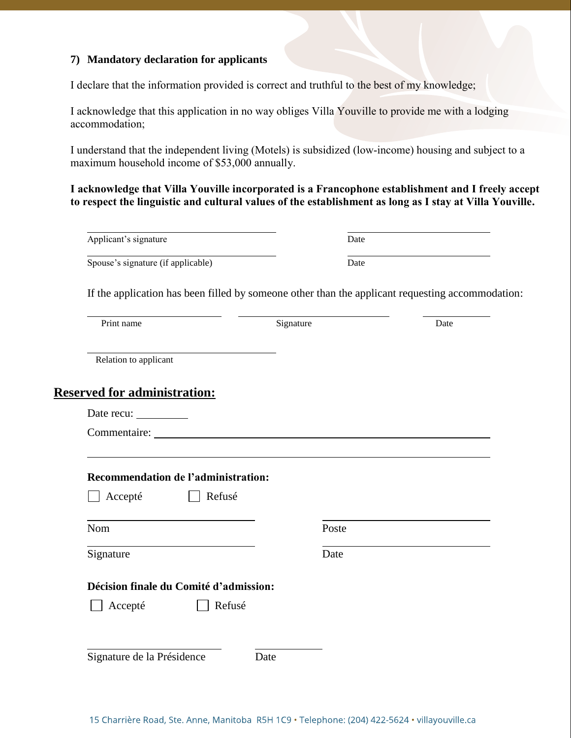### 7) Mandatory declaration for applicants

I declare that the information provided is correct and truthful to the best of my knowledge;

I acknowledge that this application in no way obliges Villa Youville to provide me with a lodging accommodation;

I understand that the independent living (Motels) is subsidized (low-income) housing and subject to a maximum household income of $53,000 annually.

**I acknowledge that Villa Youville incorporated is a Francophone establishment and I freely accept to respect the linguistic and cultural values of the establishment as long as I stay at Villa Youville.**

Applicant's signature ____________________ Date ____________________

Spouse's signature (if applicable) ____________________ Date ____________________

If the application has been filled by someone other than the applicant requesting accommodation:

Print name ____________________ Signature ____________________ Date ____________________

Relation to applicant ____________________

## Reserved for administration:

Date recu: __________

Commentaire: ____________________

**Recommendation de l'administration:**

☐ Accepté ☐ Refusé

Nom ____________________ Poste ____________________

Signature ____________________ Date ____________________

**Décision finale du Comité d'admission:**

☐ Accepté ☐ Refusé

Signature de la Présidence ____________________ Date ____________________

15 Charrière Road, Ste. Anne, Manitoba R5H 1C9 • Telephone: (204) 422-5624 • villayouville.ca